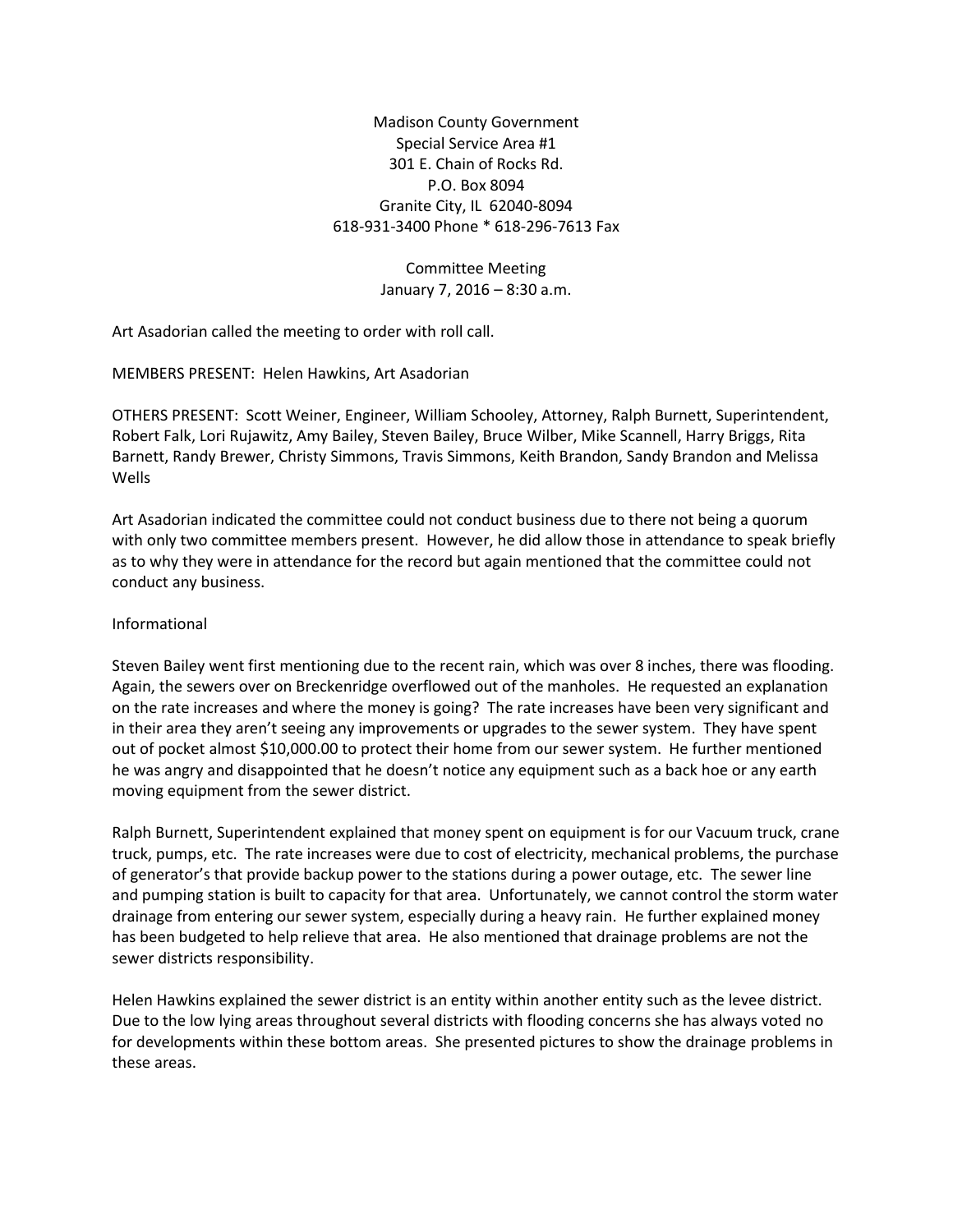Madison County Government
Special Service Area #1
301 E. Chain of Rocks Rd.
P.O. Box 8094
Granite City, IL 62040-8094
618-931-3400 Phone * 618-296-7613 Fax

Committee Meeting
January 7, 2016 – 8:30 a.m.

Art Asadorian called the meeting to order with roll call.

MEMBERS PRESENT: Helen Hawkins, Art Asadorian

OTHERS PRESENT: Scott Weiner, Engineer, William Schooley, Attorney, Ralph Burnett, Superintendent, Robert Falk, Lori Rujawitz, Amy Bailey, Steven Bailey, Bruce Wilber, Mike Scannell, Harry Briggs, Rita Barnett, Randy Brewer, Christy Simmons, Travis Simmons, Keith Brandon, Sandy Brandon and Melissa Wells

Art Asadorian indicated the committee could not conduct business due to there not being a quorum with only two committee members present. However, he did allow those in attendance to speak briefly as to why they were in attendance for the record but again mentioned that the committee could not conduct any business.

Informational

Steven Bailey went first mentioning due to the recent rain, which was over 8 inches, there was flooding. Again, the sewers over on Breckenridge overflowed out of the manholes. He requested an explanation on the rate increases and where the money is going? The rate increases have been very significant and in their area they aren't seeing any improvements or upgrades to the sewer system. They have spent out of pocket almost $10,000.00 to protect their home from our sewer system. He further mentioned he was angry and disappointed that he doesn't notice any equipment such as a back hoe or any earth moving equipment from the sewer district.

Ralph Burnett, Superintendent explained that money spent on equipment is for our Vacuum truck, crane truck, pumps, etc. The rate increases were due to cost of electricity, mechanical problems, the purchase of generator's that provide backup power to the stations during a power outage, etc. The sewer line and pumping station is built to capacity for that area. Unfortunately, we cannot control the storm water drainage from entering our sewer system, especially during a heavy rain. He further explained money has been budgeted to help relieve that area. He also mentioned that drainage problems are not the sewer districts responsibility.

Helen Hawkins explained the sewer district is an entity within another entity such as the levee district. Due to the low lying areas throughout several districts with flooding concerns she has always voted no for developments within these bottom areas. She presented pictures to show the drainage problems in these areas.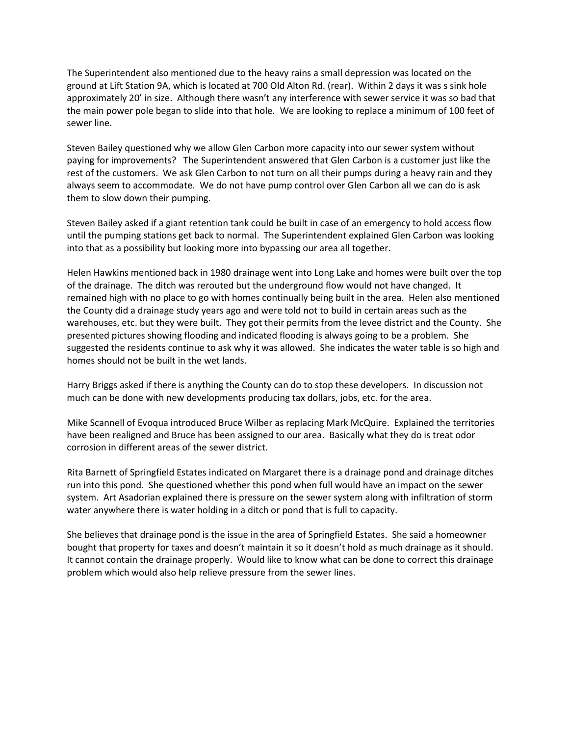The Superintendent also mentioned due to the heavy rains a small depression was located on the ground at Lift Station 9A, which is located at 700 Old Alton Rd. (rear). Within 2 days it was s sink hole approximately 20' in size. Although there wasn't any interference with sewer service it was so bad that the main power pole began to slide into that hole. We are looking to replace a minimum of 100 feet of sewer line.

Steven Bailey questioned why we allow Glen Carbon more capacity into our sewer system without paying for improvements? The Superintendent answered that Glen Carbon is a customer just like the rest of the customers. We ask Glen Carbon to not turn on all their pumps during a heavy rain and they always seem to accommodate. We do not have pump control over Glen Carbon all we can do is ask them to slow down their pumping.

Steven Bailey asked if a giant retention tank could be built in case of an emergency to hold access flow until the pumping stations get back to normal. The Superintendent explained Glen Carbon was looking into that as a possibility but looking more into bypassing our area all together.

Helen Hawkins mentioned back in 1980 drainage went into Long Lake and homes were built over the top of the drainage. The ditch was rerouted but the underground flow would not have changed. It remained high with no place to go with homes continually being built in the area. Helen also mentioned the County did a drainage study years ago and were told not to build in certain areas such as the warehouses, etc. but they were built. They got their permits from the levee district and the County. She presented pictures showing flooding and indicated flooding is always going to be a problem. She suggested the residents continue to ask why it was allowed. She indicates the water table is so high and homes should not be built in the wet lands.

Harry Briggs asked if there is anything the County can do to stop these developers. In discussion not much can be done with new developments producing tax dollars, jobs, etc. for the area.

Mike Scannell of Evoqua introduced Bruce Wilber as replacing Mark McQuire. Explained the territories have been realigned and Bruce has been assigned to our area. Basically what they do is treat odor corrosion in different areas of the sewer district.

Rita Barnett of Springfield Estates indicated on Margaret there is a drainage pond and drainage ditches run into this pond. She questioned whether this pond when full would have an impact on the sewer system. Art Asadorian explained there is pressure on the sewer system along with infiltration of storm water anywhere there is water holding in a ditch or pond that is full to capacity.

She believes that drainage pond is the issue in the area of Springfield Estates. She said a homeowner bought that property for taxes and doesn't maintain it so it doesn't hold as much drainage as it should. It cannot contain the drainage properly. Would like to know what can be done to correct this drainage problem which would also help relieve pressure from the sewer lines.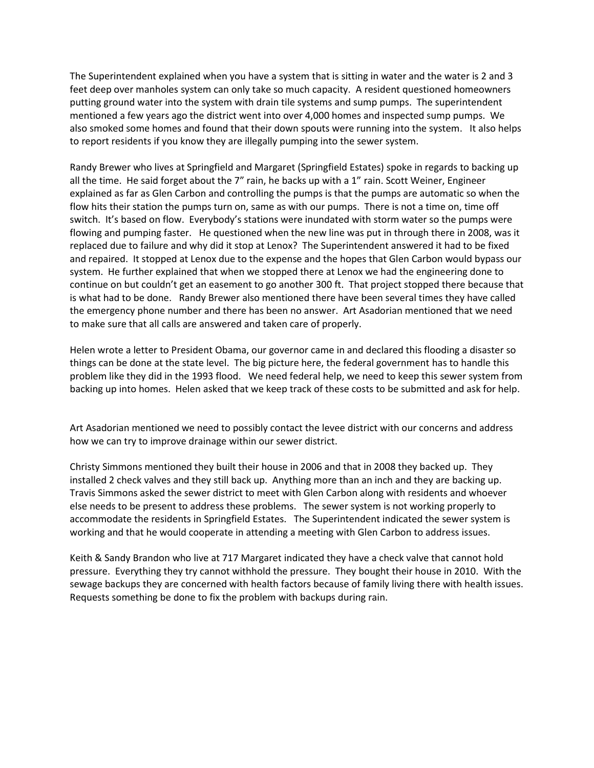The Superintendent explained when you have a system that is sitting in water and the water is 2 and 3 feet deep over manholes system can only take so much capacity. A resident questioned homeowners putting ground water into the system with drain tile systems and sump pumps. The superintendent mentioned a few years ago the district went into over 4,000 homes and inspected sump pumps. We also smoked some homes and found that their down spouts were running into the system. It also helps to report residents if you know they are illegally pumping into the sewer system.

Randy Brewer who lives at Springfield and Margaret (Springfield Estates) spoke in regards to backing up all the time. He said forget about the 7" rain, he backs up with a 1" rain. Scott Weiner, Engineer explained as far as Glen Carbon and controlling the pumps is that the pumps are automatic so when the flow hits their station the pumps turn on, same as with our pumps. There is not a time on, time off switch. It's based on flow. Everybody's stations were inundated with storm water so the pumps were flowing and pumping faster. He questioned when the new line was put in through there in 2008, was it replaced due to failure and why did it stop at Lenox? The Superintendent answered it had to be fixed and repaired. It stopped at Lenox due to the expense and the hopes that Glen Carbon would bypass our system. He further explained that when we stopped there at Lenox we had the engineering done to continue on but couldn't get an easement to go another 300 ft. That project stopped there because that is what had to be done. Randy Brewer also mentioned there have been several times they have called the emergency phone number and there has been no answer. Art Asadorian mentioned that we need to make sure that all calls are answered and taken care of properly.

Helen wrote a letter to President Obama, our governor came in and declared this flooding a disaster so things can be done at the state level. The big picture here, the federal government has to handle this problem like they did in the 1993 flood. We need federal help, we need to keep this sewer system from backing up into homes. Helen asked that we keep track of these costs to be submitted and ask for help.

Art Asadorian mentioned we need to possibly contact the levee district with our concerns and address how we can try to improve drainage within our sewer district.

Christy Simmons mentioned they built their house in 2006 and that in 2008 they backed up. They installed 2 check valves and they still back up. Anything more than an inch and they are backing up. Travis Simmons asked the sewer district to meet with Glen Carbon along with residents and whoever else needs to be present to address these problems. The sewer system is not working properly to accommodate the residents in Springfield Estates. The Superintendent indicated the sewer system is working and that he would cooperate in attending a meeting with Glen Carbon to address issues.

Keith & Sandy Brandon who live at 717 Margaret indicated they have a check valve that cannot hold pressure. Everything they try cannot withhold the pressure. They bought their house in 2010. With the sewage backups they are concerned with health factors because of family living there with health issues. Requests something be done to fix the problem with backups during rain.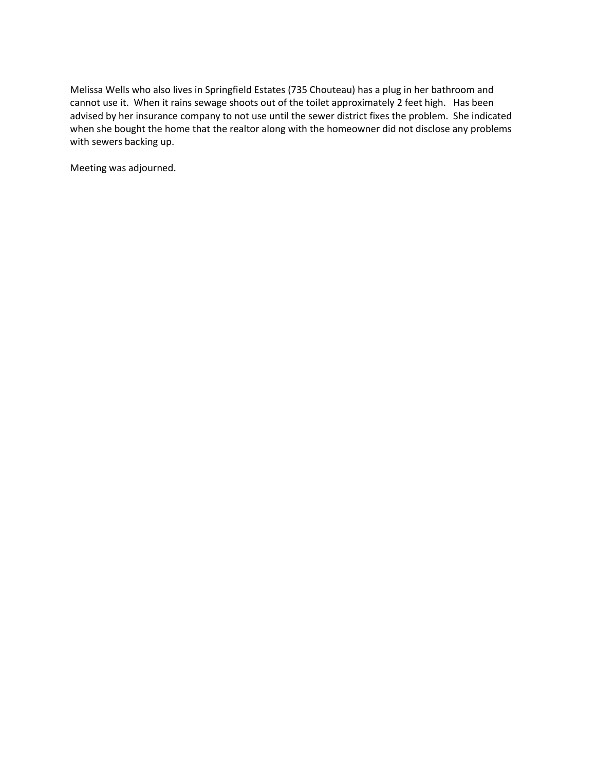Melissa Wells who also lives in Springfield Estates (735 Chouteau) has a plug in her bathroom and cannot use it. When it rains sewage shoots out of the toilet approximately 2 feet high. Has been advised by her insurance company to not use until the sewer district fixes the problem. She indicated when she bought the home that the realtor along with the homeowner did not disclose any problems with sewers backing up.

Meeting was adjourned.